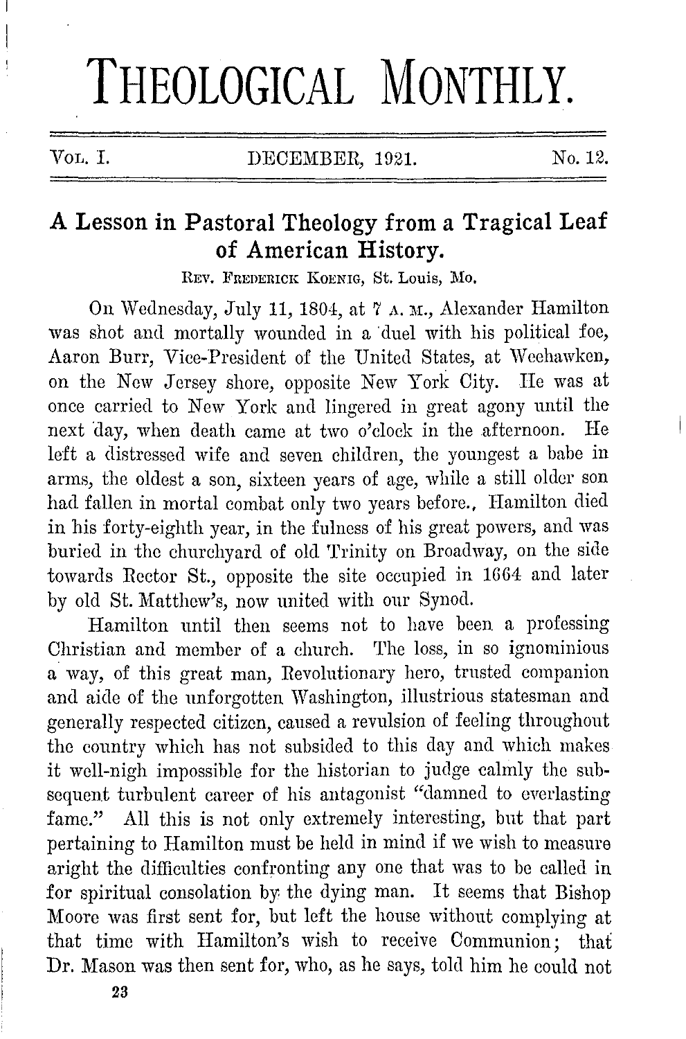# THEOLOGICAL MONTHLY.

VOL. I. DECEMBER, 1921. No. 12.

## A Lesson in Pastoral Theology from a Tragical Leaf of American History.

REV. FREDERICK KOENIG, St. Louis, Mo.

On Wednesday, July 11, 1804, at 7 A. M., Alexander Hamilton was shot and mortally wounded in a duel with his political foe, Aaron Burr, Vice-President of the United States, at Weehawken, on the New Jersey shore, opposite New York City. He was at once carried to New York and lingered in great agony until the next day, when death came at two o'clock in the afternoon. He left a distressed wife and seven children, the youngest a babe in arms, the oldest a son, sixteen years of age, while a still older son had fallen in mortal combat only two years before. Hamilton died in his forty-eighth year, in the fulness of his great powers, and was buried in the churchyard of old Trinity on Broadway, on the side towards Rector St., opposite the site occupied in 1664 and later by old St. Matthew's, now united with our Synod.

Hamilton until then seems not to have been a professing Christian and member of a church. The loss, in so ignominious a way, of this great man, Revolutionary hero, trusted companion and aide of the unforgotten Washington, illustrious statesman and generally respected citizen, caused a revulsion of feeling throughout the country which has not subsided to this day and which makes it well-nigh impossible for the historian to judge calmly the subsequent turbulent career of his antagonist "damned to everlasting fame." All this is not only extremely interesting, but that part pertaining to Hamilton must be held in mind if we wish to measure aright the difficulties confronting any one that was to be called in for spiritual consolation by the dying man. It seems that Bishop Moore was first sent for, but left the house without complying at that time with Hamilton's wish to receive Communion; that Dr. Mason was then sent for, who, as he says, told him he could not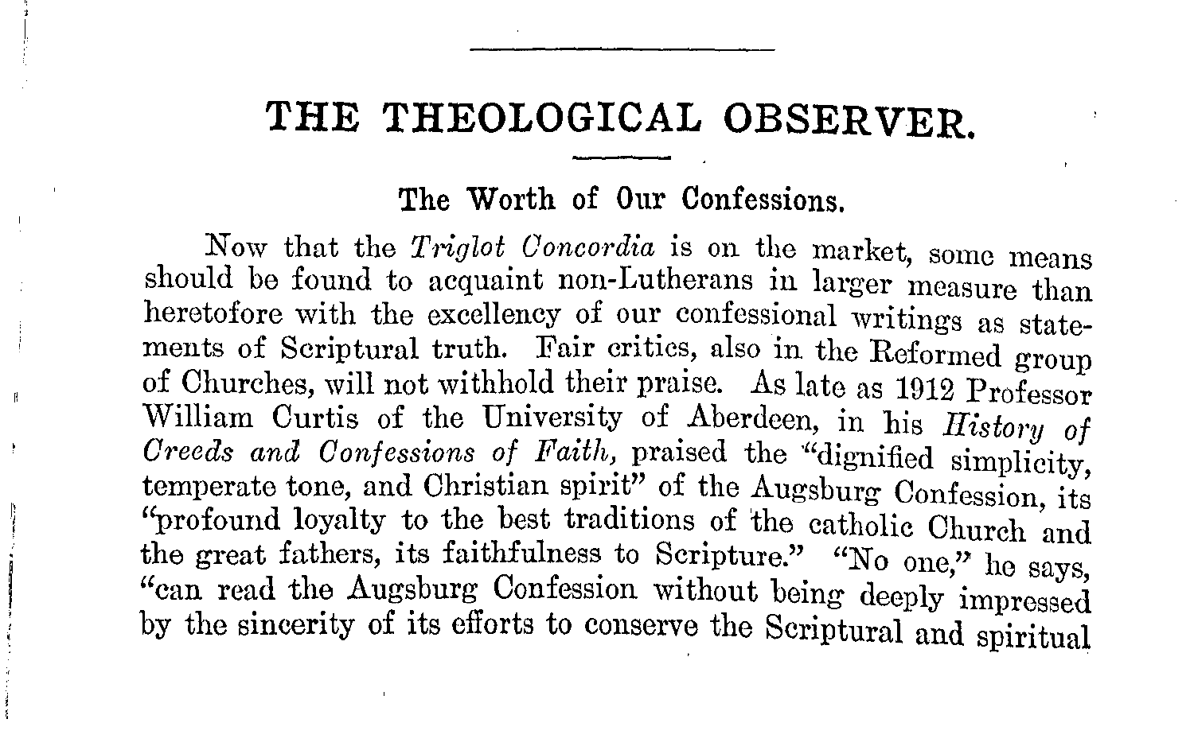# THE THEOLOGICAL OBSERVER.

## The Worth of Our Confessions.

Now that the *Triglot Concordia* is on the market, some means should be found to acquaint non-Lutherans in larger measure than heretofore with the excellency of our confessional writings as statements of Scriptural truth. Fair critics, also in the Reformed group of Churches, will not withhold their praise. As late as 1912 Professor William Curtis of the University of Aberdeen, in his *History of Creeds and Confessions of Faith,* praised the "dignified simplicity, temperate tone, and Christian spirit" of the Augsburg Confession, its "profound loyalty to the best traditions of the catholic Church and the great fathers, its faithfulness to Scripture." "No one," he says, "can read the Augsburg Confession without being deeply impressed by the sincerity of its efforts to conserve the Scriptural and spiritual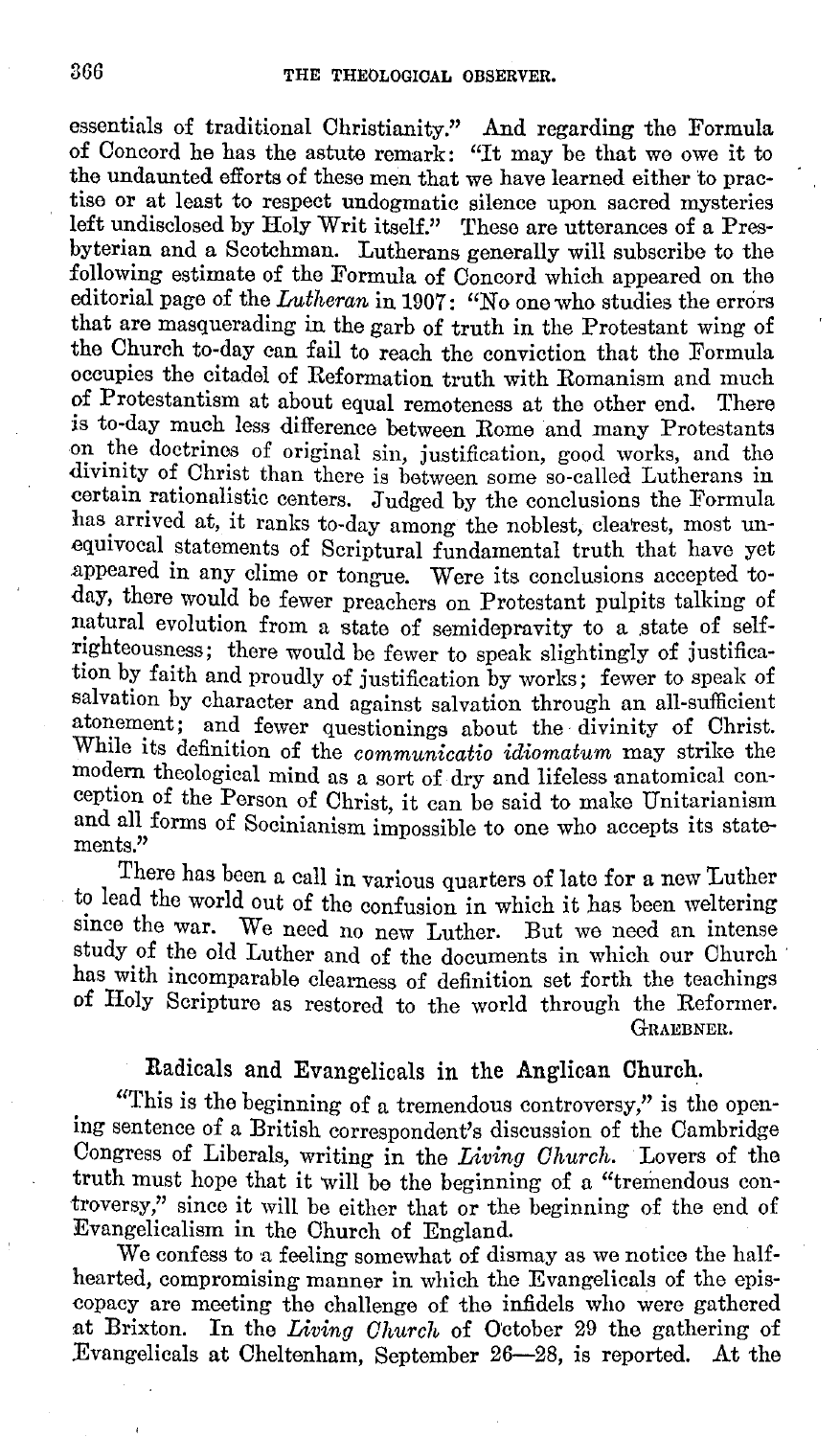essentials of traditional Christianity." And regarding the Formula of Concord he has the astute remark: "It may be that we owe it to the undaunted efforts of these men that we have learned either to practise or at least to respect undogmatic silence upon sacred mysteries left undisclosed by Holy Writ itself." These are utterances of a Presbyterian and a Scotchman. Lutherans generally will subscribe to the following estimate of the Formula of Concord which appeared on the editorial page of the *Lutheran* in 1907: "No one who studies the errors that are masquerading in the garb of truth in the Protestant wing of the Church to-day can fail to reach the conviction that the Formula occupies the citadel of Reformation truth with Romanism and much of Protestantism at about equal remoteness at the other end. There is to-day much less difference between Rome and many Protestants on the doctrines of original sin, justification, good works, and the divinity of Christ than there is between some so-called Lutherans in certain rationalistic centers. Judged by the conclusions the Formula has arrived at, it ranks to-day among the noblest, clearest, most unequivocal statements of Scriptural fundamental truth that have yet appeared in any clime or tongue. Were its conclusions accepted to-day, there would be fewer preachers on Protestant pulpits talking of natural evolution from a state of semidepravity to a state of self-righteousness; there would be fewer to speak slightingly of justification by faith and proudly of justification by works; fewer to speak of salvation by character and against salvation through an all-sufficient atonement; and fewer questionings about the divinity of Christ. While its definition of the *communicatio idiomatum* may strike the modern theological mind as a sort of dry and lifeless anatomical conception of the Person of Christ, it can be said to make Unitarianism and all forms of Socinianism impossible to one who accepts its statements."

There has been a call in various quarters of late for a new Luther to lead the world out of the confusion in which it has been weltering since the war. We need no new Luther. But we need an intense study of the old Luther and of the documents in which our Church has with incomparable clearness of definition set forth the teachings of Holy Scripture as restored to the world through the Reformer.

GRAEBNER.

## Radicals and Evangelicals in the Anglican Church.

"This is the beginning of a tremendous controversy," is the opening sentence of a British correspondent's discussion of the Cambridge Congress of Liberals, writing in the *Living Church*. Lovers of the truth must hope that it will be the beginning of a "tremendous controversy," since it will be either that or the beginning of the end of Evangelicalism in the Church of England.

We confess to a feeling somewhat of dismay as we notice the half-hearted, compromising manner in which the Evangelicals of the episcopacy are meeting the challenge of the infidels who were gathered at Brixton. In the *Living Church* of October 29 the gathering of Evangelicals at Cheltenham, September 26—28, is reported. At the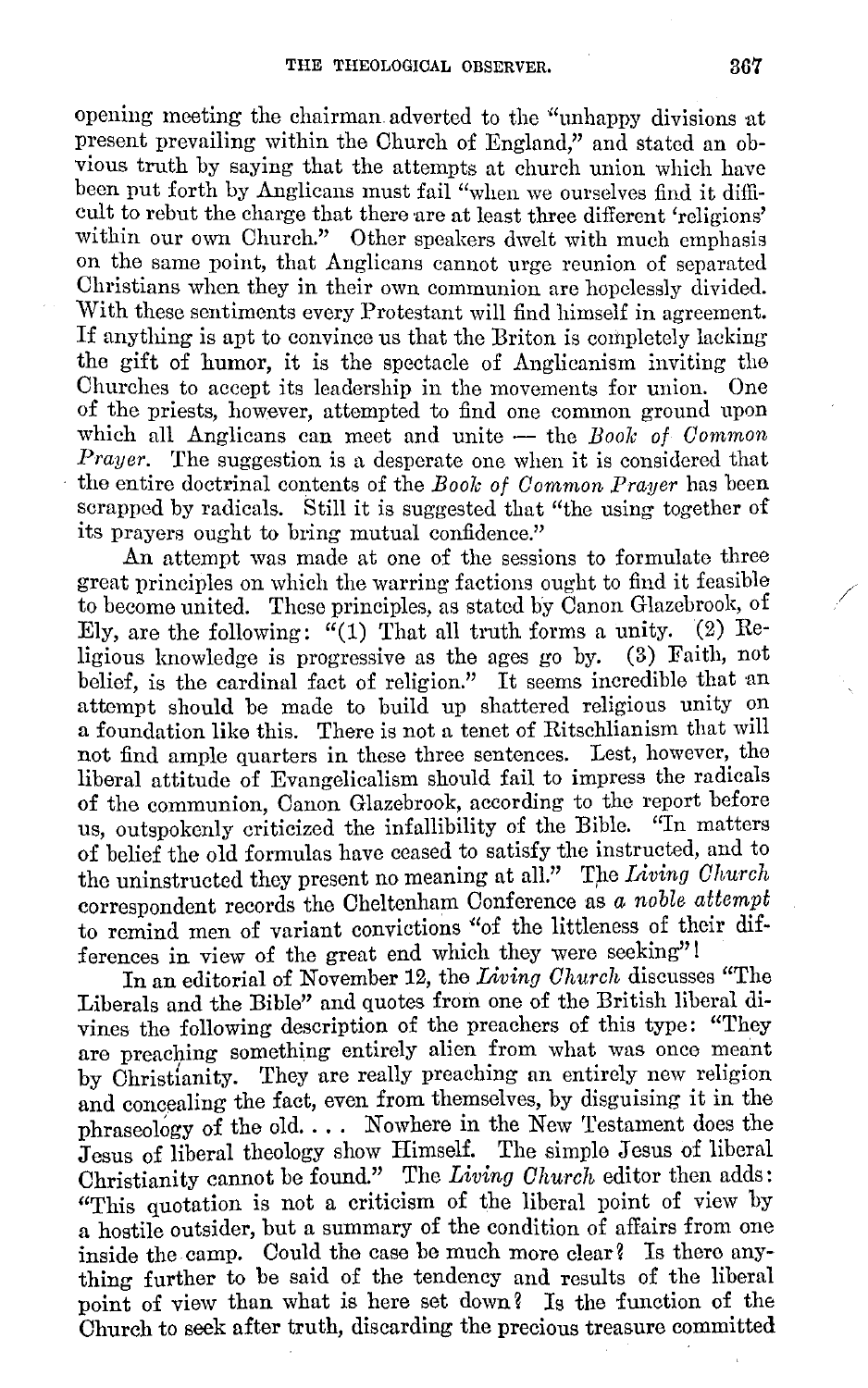opening meeting the chairman adverted to the "unhappy divisions at present prevailing within the Church of England," and stated an obvious truth by saying that the attempts at church union which have been put forth by Anglicans must fail "when we ourselves find it difficult to rebut the charge that there are at least three different 'religions' within our own Church." Other speakers dwelt with much emphasis on the same point, that Anglicans cannot urge reunion of separated Christians when they in their own communion are hopelessly divided. With these sentiments every Protestant will find himself in agreement. If anything is apt to convince us that the Briton is completely lacking the gift of humor, it is the spectacle of Anglicanism inviting the Churches to accept its leadership in the movements for union. One of the priests, however, attempted to find one common ground upon which all Anglicans can meet and unite — the *Book of Common Prayer*. The suggestion is a desperate one when it is considered that the entire doctrinal contents of the *Book of Common Prayer* has been scrapped by radicals. Still it is suggested that "the using together of its prayers ought to bring mutual confidence."

An attempt was made at one of the sessions to formulate three great principles on which the warring factions ought to find it feasible to become united. These principles, as stated by Canon Glazebrook, of Ely, are the following: "(1) That all truth forms a unity. (2) Religious knowledge is progressive as the ages go by. (3) Faith, not belief, is the cardinal fact of religion." It seems incredible that an attempt should be made to build up shattered religious unity on a foundation like this. There is not a tenet of Ritschlianism that will not find ample quarters in these three sentences. Lest, however, the liberal attitude of Evangelicalism should fail to impress the radicals of the communion, Canon Glazebrook, according to the report before us, outspokenly criticized the infallibility of the Bible. "In matters of belief the old formulas have ceased to satisfy the instructed, and to the uninstructed they present no meaning at all." The *Living Church* correspondent records the Cheltenham Conference as *a noble attempt* to remind men of variant convictions "of the littleness of their differences in view of the great end which they were seeking"!

In an editorial of November 12, the *Living Church* discusses "The Liberals and the Bible" and quotes from one of the British liberal divines the following description of the preachers of this type: "They are preaching something entirely alien from what was once meant by Christianity. They are really preaching an entirely new religion and concealing the fact, even from themselves, by disguising it in the phraseology of the old. . . . Nowhere in the New Testament does the Jesus of liberal theology show Himself. The simple Jesus of liberal Christianity cannot be found." The *Living Church* editor then adds: "This quotation is not a criticism of the liberal point of view by a hostile outsider, but a summary of the condition of affairs from one inside the camp. Could the case be much more clear? Is there anything further to be said of the tendency and results of the liberal point of view than what is here set down? Is the function of the Church to seek after truth, discarding the precious treasure committed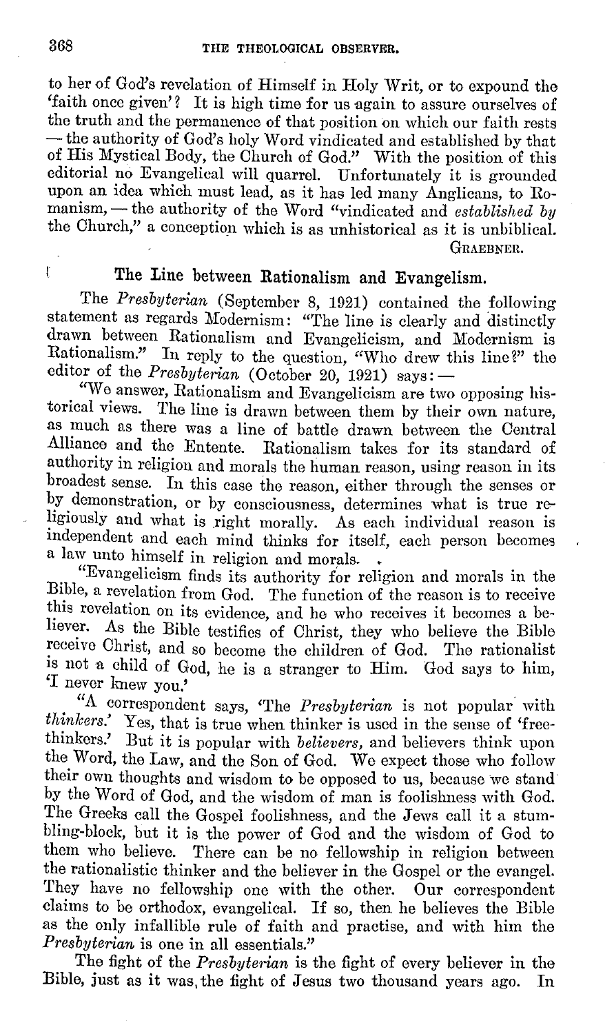to her of God's revelation of Himself in Holy Writ, or to expound the 'faith once given'? It is high time for us again to assure ourselves of the truth and the permanence of that position on which our faith rests — the authority of God's holy Word vindicated and established by that of His Mystical Body, the Church of God." With the position of this editorial no Evangelical will quarrel. Unfortunately it is grounded upon an idea which must lead, as it has led many Anglicans, to Romanism, — the authority of the Word "vindicated and *established by* the Church," a conception which is as unhistorical as it is unbiblical.

GRAEBNER.

## The Line between Rationalism and Evangelism.

The *Presbyterian* (September 8, 1921) contained the following statement as regards Modernism: "The line is clearly and distinctly drawn between Rationalism and Evangelicism, and Modernism is Rationalism." In reply to the question, "Who drew this line?" the editor of the *Presbyterian* (October 20, 1921) says: —

"We answer, Rationalism and Evangelicism are two opposing historical views. The line is drawn between them by their own nature, as much as there was a line of battle drawn between the Central Alliance and the Entente. Rationalism takes for its standard of authority in religion and morals the human reason, using reason in its broadest sense. In this case the reason, either through the senses or by demonstration, or by consciousness, determines what is true religiously and what is right morally. As each individual reason is independent and each mind thinks for itself, each person becomes a law unto himself in religion and morals.

"Evangelicism finds its authority for religion and morals in the Bible, a revelation from God. The function of the reason is to receive this revelation on its evidence, and he who receives it becomes a believer. As the Bible testifies of Christ, they who believe the Bible receive Christ, and so become the children of God. The rationalist is not a child of God, he is a stranger to Him. God says to him, 'I never knew you.'

"A correspondent says, 'The *Presbyterian* is not popular with *thinkers*.' Yes, that is true when thinker is used in the sense of 'freethinkers.' But it is popular with *believers*, and believers think upon the Word, the Law, and the Son of God. We expect those who follow their own thoughts and wisdom to be opposed to us, because we stand by the Word of God, and the wisdom of man is foolishness with God. The Greeks call the Gospel foolishness, and the Jews call it a stumbling-block, but it is the power of God and the wisdom of God to them who believe. There can be no fellowship in religion between the rationalistic thinker and the believer in the Gospel or the evangel. They have no fellowship one with the other. Our correspondent claims to be orthodox, evangelical. If so, then he believes the Bible as the only infallible rule of faith and practise, and with him the *Presbyterian* is one in all essentials."

The fight of the *Presbyterian* is the fight of every believer in the Bible, just as it was the fight of Jesus two thousand years ago. In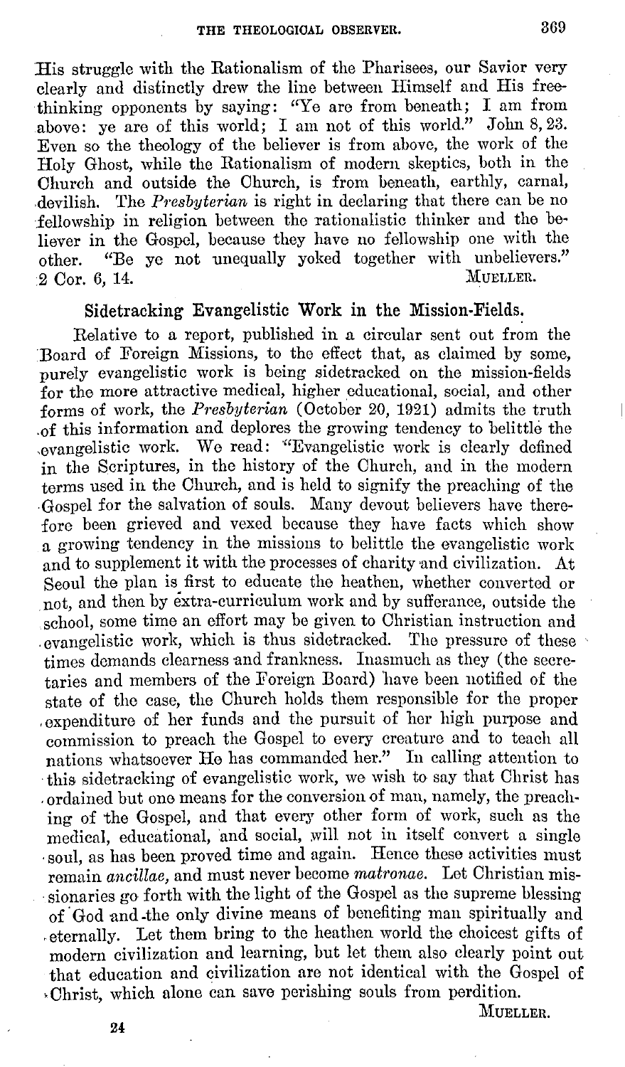His struggle with the Rationalism of the Pharisees, our Savior very clearly and distinctly drew the line between Himself and His free-thinking opponents by saying: "Ye are from beneath; I am from above: ye are of this world; I am not of this world." John 8, 23. Even so the theology of the believer is from above, the work of the Holy Ghost, while the Rationalism of modern skeptics, both in the Church and outside the Church, is from beneath, earthly, carnal, devilish. The *Presbyterian* is right in declaring that there can be no fellowship in religion between the rationalistic thinker and the believer in the Gospel, because they have no fellowship one with the other. "Be ye not unequally yoked together with unbelievers." 2 Cor. 6, 14.

MUELLER.

## Sidetracking Evangelistic Work in the Mission-Fields.

Relative to a report, published in a circular sent out from the Board of Foreign Missions, to the effect that, as claimed by some, purely evangelistic work is being sidetracked on the mission-fields for the more attractive medical, higher educational, social, and other forms of work, the *Presbyterian* (October 20, 1921) admits the truth of this information and deplores the growing tendency to belittle the evangelistic work. We read: "Evangelistic work is clearly defined in the Scriptures, in the history of the Church, and in the modern terms used in the Church, and is held to signify the preaching of the Gospel for the salvation of souls. Many devout believers have therefore been grieved and vexed because they have facts which show a growing tendency in the missions to belittle the evangelistic work and to supplement it with the processes of charity and civilization. At Seoul the plan is first to educate the heathen, whether converted or not, and then by extra-curriculum work and by sufferance, outside the school, some time an effort may be given to Christian instruction and evangelistic work, which is thus sidetracked. The pressure of these times demands clearness and frankness. Inasmuch as they (the secretaries and members of the Foreign Board) have been notified of the state of the case, the Church holds them responsible for the proper expenditure of her funds and the pursuit of her high purpose and commission to preach the Gospel to every creature and to teach all nations whatsoever He has commanded her." In calling attention to this sidetracking of evangelistic work, we wish to say that Christ has ordained but one means for the conversion of man, namely, the preaching of the Gospel, and that every other form of work, such as the medical, educational, and social, will not in itself convert a single soul, as has been proved time and again. Hence these activities must remain *ancillae,* and must never become *matronae.* Let Christian missionaries go forth with the light of the Gospel as the supreme blessing of God and the only divine means of benefiting man spiritually and eternally. Let them bring to the heathen world the choicest gifts of modern civilization and learning, but let them also clearly point out that education and civilization are not identical with the Gospel of Christ, which alone can save perishing souls from perdition.

MUELLER.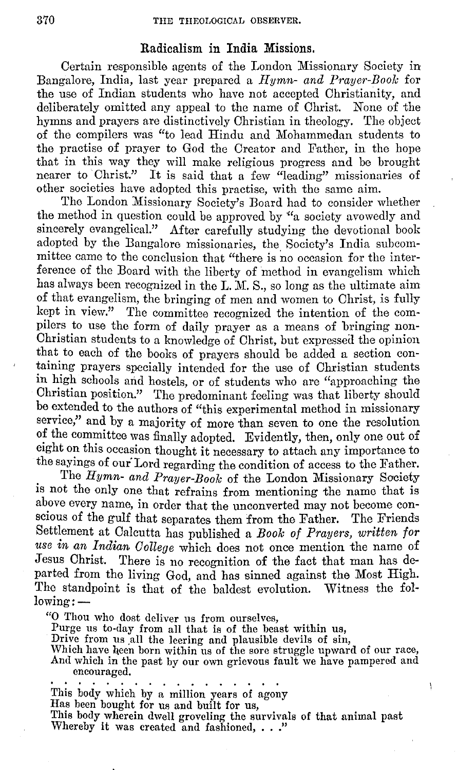## Radicalism in India Missions.

Certain responsible agents of the London Missionary Society in Bangalore, India, last year prepared a *Hymn- and Prayer-Book* for the use of Indian students who have not accepted Christianity, and deliberately omitted any appeal to the name of Christ. None of the hymns and prayers are distinctively Christian in theology. The object of the compilers was "to lead Hindu and Mohammedan students to the practise of prayer to God the Creator and Father, in the hope that in this way they will make religious progress and be brought nearer to Christ." It is said that a few "leading" missionaries of other societies have adopted this practise, with the same aim.

The London Missionary Society's Board had to consider whether the method in question could be approved by "a society avowedly and sincerely evangelical." After carefully studying the devotional book adopted by the Bangalore missionaries, the Society's India subcommittee came to the conclusion that "there is no occasion for the interference of the Board with the liberty of method in evangelism which has always been recognized in the L. M. S., so long as the ultimate aim of that evangelism, the bringing of men and women to Christ, is fully kept in view." The committee recognized the intention of the compilers to use the form of daily prayer as a means of bringing non-Christian students to a knowledge of Christ, but expressed the opinion that to each of the books of prayers should be added a section containing prayers specially intended for the use of Christian students in high schools and hostels, or of students who are "approaching the Christian position." The predominant feeling was that liberty should be extended to the authors of "this experimental method in missionary service," and by a majority of more than seven to one the resolution of the committee was finally adopted. Evidently, then, only one out of eight on this occasion thought it necessary to attach any importance to the sayings of our Lord regarding the condition of access to the Father.

The *Hymn- and Prayer-Book* of the London Missionary Society is not the only one that refrains from mentioning the name that is above every name, in order that the unconverted may not become conscious of the gulf that separates them from the Father. The Friends Settlement at Calcutta has published a *Book of Prayers, written for use in an Indian College* which does not once mention the name of Jesus Christ. There is no recognition of the fact that man has departed from the living God, and has sinned against the Most High. The standpoint is that of the baldest evolution. Witness the following: —

> "O Thou who dost deliver us from ourselves,
> Purge us to-day from all that is of the beast within us,
> Drive from us all the leering and plausible devils of sin,
> Which have been born within us of the sore struggle upward of our race,
> And which in the past by our own grievous fault we have pampered and encouraged.
>
> . . . . . . . . . . . . . . . . . .
>
> This body which by a million years of agony
> Has been bought for us and built for us,
> This body wherein dwell groveling the survivals of that animal past
> Whereby it was created and fashioned, . . ."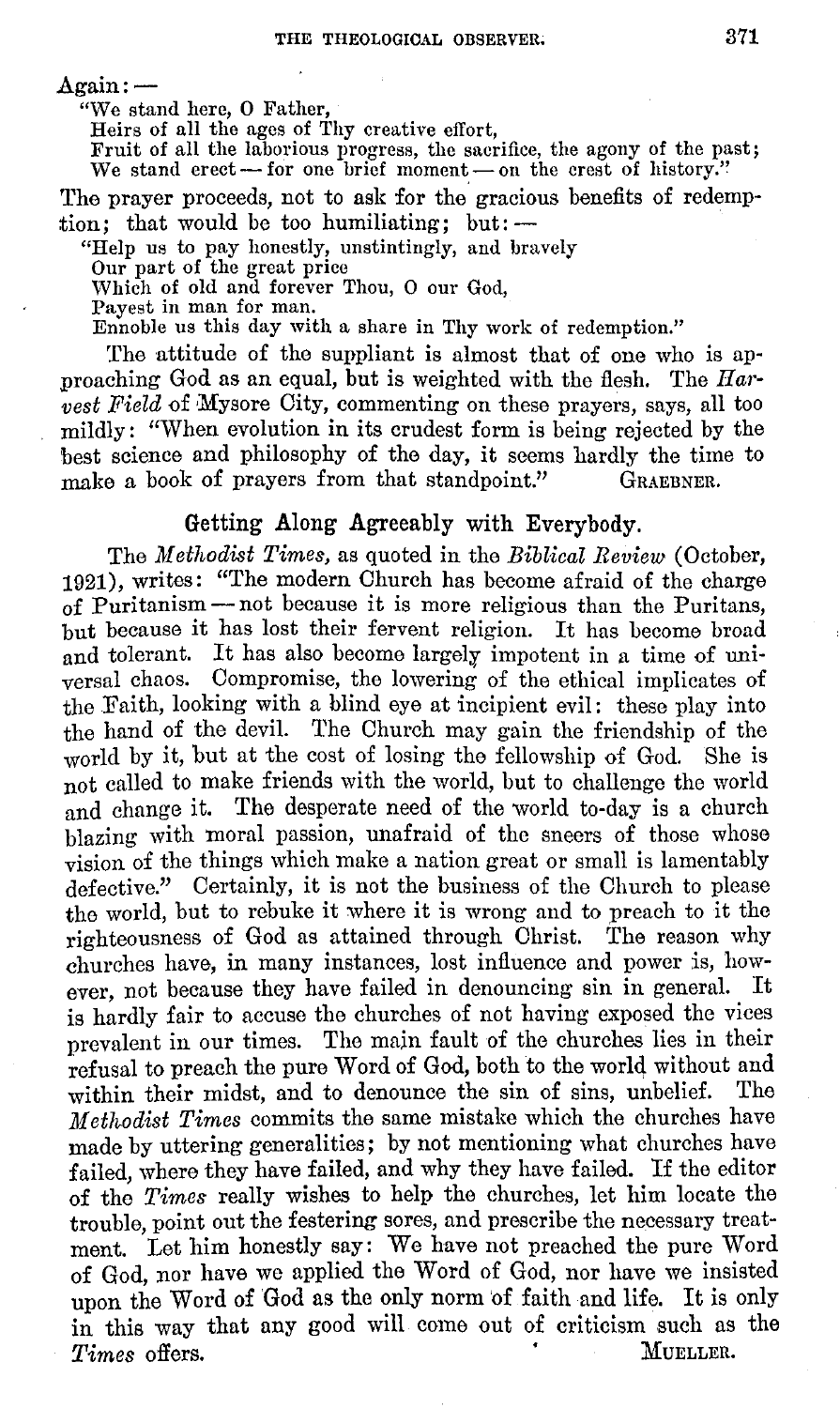Again: —

> "We stand here, O Father,
> Heirs of all the ages of Thy creative effort,
> Fruit of all the laborious progress, the sacrifice, the agony of the past;
> We stand erect — for one brief moment — on the crest of history."

The prayer proceeds, not to ask for the gracious benefits of redemption; that would be too humiliating; but: —

> "Help us to pay honestly, unstintingly, and bravely
> Our part of the great price
> Which of old and forever Thou, O our God,
> Payest in man for man.
> Ennoble us this day with a share in Thy work of redemption."

The attitude of the suppliant is almost that of one who is approaching God as an equal, but is weighted with the flesh. The *Harvest Field* of Mysore City, commenting on these prayers, says, all too mildly: "When evolution in its crudest form is being rejected by the best science and philosophy of the day, it seems hardly the time to make a book of prayers from that standpoint." GRAEBNER.

## Getting Along Agreeably with Everybody.

The *Methodist Times*, as quoted in the *Biblical Review* (October, 1921), writes: "The modern Church has become afraid of the charge of Puritanism — not because it is more religious than the Puritans, but because it has lost their fervent religion. It has become broad and tolerant. It has also become largely impotent in a time of universal chaos. Compromise, the lowering of the ethical implicates of the Faith, looking with a blind eye at incipient evil: these play into the hand of the devil. The Church may gain the friendship of the world by it, but at the cost of losing the fellowship of God. She is not called to make friends with the world, but to challenge the world and change it. The desperate need of the world to-day is a church blazing with moral passion, unafraid of the sneers of those whose vision of the things which make a nation great or small is lamentably defective." Certainly, it is not the business of the Church to please the world, but to rebuke it where it is wrong and to preach to it the righteousness of God as attained through Christ. The reason why churches have, in many instances, lost influence and power is, however, not because they have failed in denouncing sin in general. It is hardly fair to accuse the churches of not having exposed the vices prevalent in our times. The main fault of the churches lies in their refusal to preach the pure Word of God, both to the world without and within their midst, and to denounce the sin of sins, unbelief. The *Methodist Times* commits the same mistake which the churches have made by uttering generalities; by not mentioning what churches have failed, where they have failed, and why they have failed. If the editor of the *Times* really wishes to help the churches, let him locate the trouble, point out the festering sores, and prescribe the necessary treatment. Let him honestly say: We have not preached the pure Word of God, nor have we applied the Word of God, nor have we insisted upon the Word of God as the only norm of faith and life. It is only in this way that any good will come out of criticism such as the *Times* offers. MUELLER.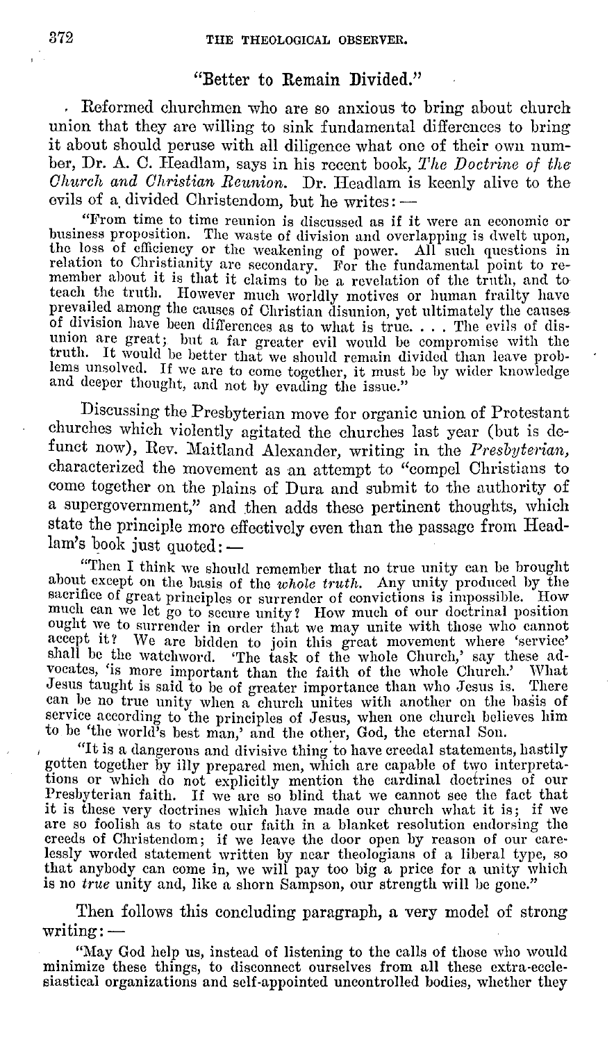## "Better to Remain Divided."

Reformed churchmen who are so anxious to bring about church union that they are willing to sink fundamental differences to bring it about should peruse with all diligence what one of their own number, Dr. A. C. Headlam, says in his recent book, *The Doctrine of the Church and Christian Reunion.* Dr. Headlam is keenly alive to the evils of a divided Christendom, but he writes: —

> "From time to time reunion is discussed as if it were an economic or business proposition. The waste of division and overlapping is dwelt upon, the loss of efficiency or the weakening of power. All such questions in relation to Christianity are secondary. For the fundamental point to remember about it is that it claims to be a revelation of the truth, and to teach the truth. However much worldly motives or human frailty have prevailed among the causes of Christian disunion, yet ultimately the causes of division have been differences as to what is true. . . . The evils of disunion are great; but a far greater evil would be compromise with the truth. It would be better that we should remain divided than leave problems unsolved. If we are to come together, it must be by wider knowledge and deeper thought, and not by evading the issue."

Discussing the Presbyterian move for organic union of Protestant churches which violently agitated the churches last year (but is defunct now), Rev. Maitland Alexander, writing in the *Presbyterian,* characterized the movement as an attempt to "compel Christians to come together on the plains of Dura and submit to the authority of a supergovernment," and then adds these pertinent thoughts, which state the principle more effectively even than the passage from Headlam's book just quoted: —

> "Then I think we should remember that no true unity can be brought about except on the basis of the *whole truth.* Any unity produced by the sacrifice of great principles or surrender of convictions is impossible. How much can we let go to secure unity? How much of our doctrinal position ought we to surrender in order that we may unite with those who cannot accept it? We are bidden to join this great movement where 'service' shall be the watchword. 'The task of the whole Church,' say these advocates, 'is more important than the faith of the whole Church.' What Jesus taught is said to be of greater importance than who Jesus is. There can be no true unity when a church unites with another on the basis of service according to the principles of Jesus, when one church believes him to be 'the world's best man,' and the other, God, the eternal Son.
>
> "It is a dangerous and divisive thing to have creedal statements, hastily gotten together by illy prepared men, which are capable of two interpretations or which do not explicitly mention the cardinal doctrines of our Presbyterian faith. If we are so blind that we cannot see the fact that it is these very doctrines which have made our church what it is; if we are so foolish as to state our faith in a blanket resolution endorsing the creeds of Christendom; if we leave the door open by reason of our carelessly worded statement written by near theologians of a liberal type, so that anybody can come in, we will pay too big a price for a unity which is no *true* unity and, like a shorn Sampson, our strength will be gone."

Then follows this concluding paragraph, a very model of strong writing: —

> "May God help us, instead of listening to the calls of those who would minimize these things, to disconnect ourselves from all these extra-ecclesiastical organizations and self-appointed uncontrolled bodies, whether they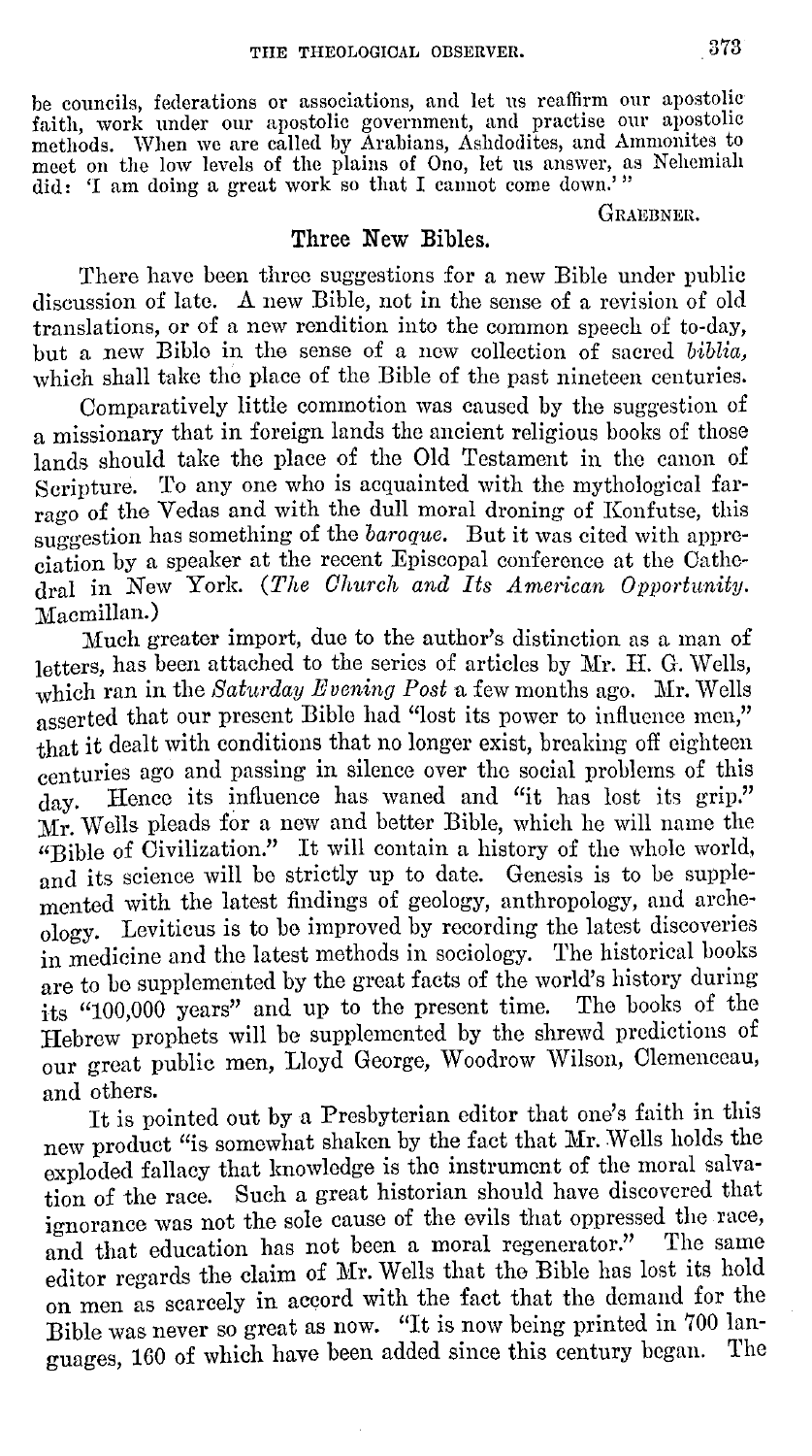be councils, federations or associations, and let us reaffirm our apostolic faith, work under our apostolic government, and practise our apostolic methods. When we are called by Arabians, Ashdodites, and Ammonites to meet on the low levels of the plains of Ono, let us answer, as Nehemiah did: 'I am doing a great work so that I cannot come down.'"

GRAEBNER.

## Three New Bibles.

There have been three suggestions for a new Bible under public discussion of late. A new Bible, not in the sense of a revision of old translations, or of a new rendition into the common speech of to-day, but a new Bible in the sense of a new collection of sacred *biblia*, which shall take the place of the Bible of the past nineteen centuries.

Comparatively little commotion was caused by the suggestion of a missionary that in foreign lands the ancient religious books of those lands should take the place of the Old Testament in the canon of Scripture. To any one who is acquainted with the mythological farrago of the Vedas and with the dull moral droning of Konfutse, this suggestion has something of the *baroque*. But it was cited with appreciation by a speaker at the recent Episcopal conference at the Cathedral in New York. (*The Church and Its American Opportunity.* Macmillan.)

Much greater import, due to the author's distinction as a man of letters, has been attached to the series of articles by Mr. H. G. Wells, which ran in the *Saturday Evening Post* a few months ago. Mr. Wells asserted that our present Bible had "lost its power to influence men," that it dealt with conditions that no longer exist, breaking off eighteen centuries ago and passing in silence over the social problems of this day. Hence its influence has waned and "it has lost its grip." Mr. Wells pleads for a new and better Bible, which he will name the "Bible of Civilization." It will contain a history of the whole world, and its science will be strictly up to date. Genesis is to be supplemented with the latest findings of geology, anthropology, and archeology. Leviticus is to be improved by recording the latest discoveries in medicine and the latest methods in sociology. The historical books are to be supplemented by the great facts of the world's history during its "100,000 years" and up to the present time. The books of the Hebrew prophets will be supplemented by the shrewd predictions of our great public men, Lloyd George, Woodrow Wilson, Clemenceau, and others.

It is pointed out by a Presbyterian editor that one's faith in this new product "is somewhat shaken by the fact that Mr. Wells holds the exploded fallacy that knowledge is the instrument of the moral salvation of the race. Such a great historian should have discovered that ignorance was not the sole cause of the evils that oppressed the race, and that education has not been a moral regenerator." The same editor regards the claim of Mr. Wells that the Bible has lost its hold on men as scarcely in accord with the fact that the demand for the Bible was never so great as now. "It is now being printed in 700 languages, 160 of which have been added since this century began. The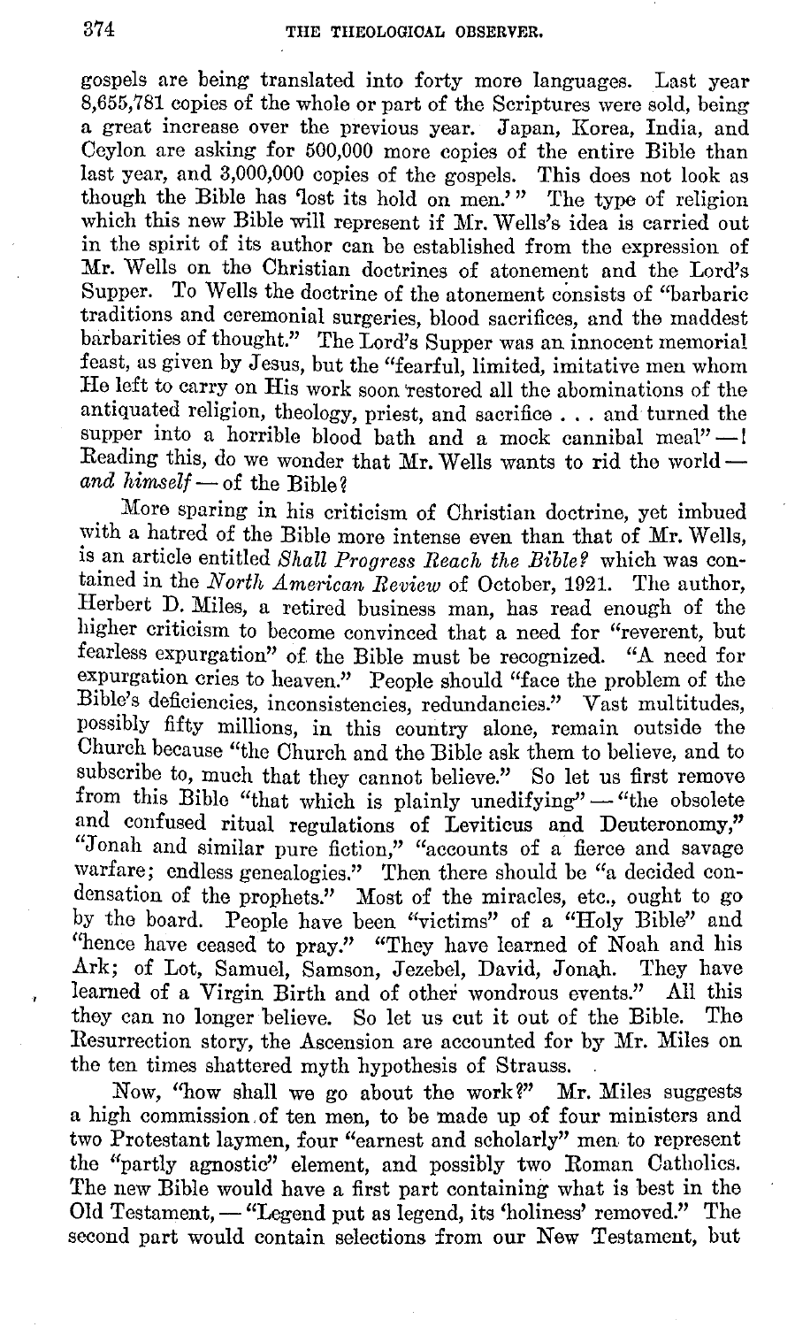gospels are being translated into forty more languages. Last year 8,655,781 copies of the whole or part of the Scriptures were sold, being a great increase over the previous year. Japan, Korea, India, and Ceylon are asking for 500,000 more copies of the entire Bible than last year, and 3,000,000 copies of the gospels. This does not look as though the Bible has 'lost its hold on men.'" The type of religion which this new Bible will represent if Mr. Wells's idea is carried out in the spirit of its author can be established from the expression of Mr. Wells on the Christian doctrines of atonement and the Lord's Supper. To Wells the doctrine of the atonement consists of "barbaric traditions and ceremonial surgeries, blood sacrifices, and the maddest barbarities of thought." The Lord's Supper was an innocent memorial feast, as given by Jesus, but the "fearful, limited, imitative men whom He left to carry on His work soon restored all the abominations of the antiquated religion, theology, priest, and sacrifice . . . and turned the supper into a horrible blood bath and a mock cannibal meal" — ! Reading this, do we wonder that Mr. Wells wants to rid the world — *and himself* — of the Bible?

More sparing in his criticism of Christian doctrine, yet imbued with a hatred of the Bible more intense even than that of Mr. Wells, is an article entitled *Shall Progress Reach the Bible?* which was contained in the *North American Review* of October, 1921. The author, Herbert D. Miles, a retired business man, has read enough of the higher criticism to become convinced that a need for "reverent, but fearless expurgation" of the Bible must be recognized. "A need for expurgation cries to heaven." People should "face the problem of the Bible's deficiencies, inconsistencies, redundancies." Vast multitudes, possibly fifty millions, in this country alone, remain outside the Church because "the Church and the Bible ask them to believe, and to subscribe to, much that they cannot believe." So let us first remove from this Bible "that which is plainly unedifying" — "the obsolete and confused ritual regulations of Leviticus and Deuteronomy," "Jonah and similar pure fiction," "accounts of a fierce and savage warfare; endless genealogies." Then there should be "a decided condensation of the prophets." Most of the miracles, etc., ought to go by the board. People have been "victims" of a "Holy Bible" and "hence have ceased to pray." "They have learned of Noah and his Ark; of Lot, Samuel, Samson, Jezebel, David, Jonah. They have learned of a Virgin Birth and of other wondrous events." All this they can no longer believe. So let us cut it out of the Bible. The Resurrection story, the Ascension are accounted for by Mr. Miles on the ten times shattered myth hypothesis of Strauss.

Now, "how shall we go about the work?" Mr. Miles suggests a high commission of ten men, to be made up of four ministers and two Protestant laymen, four "earnest and scholarly" men to represent the "partly agnostic" element, and possibly two Roman Catholics. The new Bible would have a first part containing what is best in the Old Testament, — "Legend put as legend, its 'holiness' removed." The second part would contain selections from our New Testament, but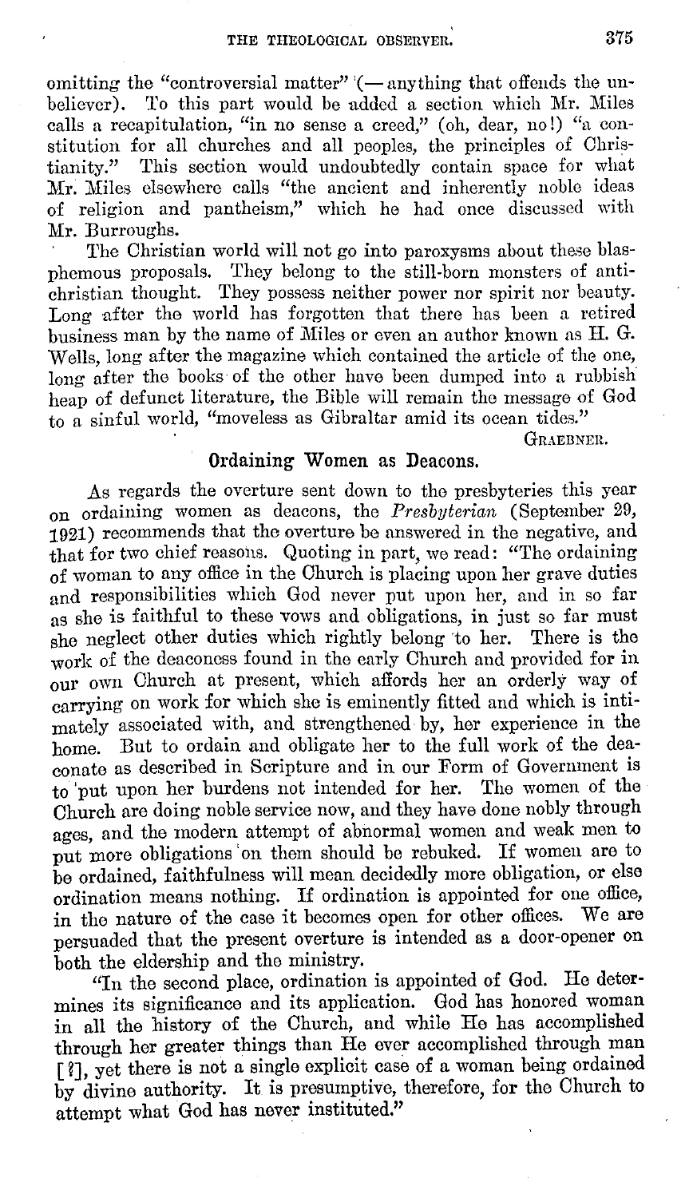omitting the "controversial matter" (— anything that offends the unbeliever). To this part would be added a section which Mr. Miles calls a recapitulation, "in no sense a creed," (oh, dear, no!) "a constitution for all churches and all peoples, the principles of Christianity." This section would undoubtedly contain space for what Mr. Miles elsewhere calls "the ancient and inherently noble ideas of religion and pantheism," which he had once discussed with Mr. Burroughs.

The Christian world will not go into paroxysms about these blasphemous proposals. They belong to the still-born monsters of antichristian thought. They possess neither power nor spirit nor beauty. Long after the world has forgotten that there has been a retired business man by the name of Miles or even an author known as H. G. Wells, long after the magazine which contained the article of the one, long after the books of the other have been dumped into a rubbish heap of defunct literature, the Bible will remain the message of God to a sinful world, "moveless as Gibraltar amid its ocean tides."

GRAEBNER.

## Ordaining Women as Deacons.

As regards the overture sent down to the presbyteries this year on ordaining women as deacons, the *Presbyterian* (September 29, 1921) recommends that the overture be answered in the negative, and that for two chief reasons. Quoting in part, we read: "The ordaining of woman to any office in the Church is placing upon her grave duties and responsibilities which God never put upon her, and in so far as she is faithful to these vows and obligations, in just so far must she neglect other duties which rightly belong to her. There is the work of the deaconess found in the early Church and provided for in our own Church at present, which affords her an orderly way of carrying on work for which she is eminently fitted and which is intimately associated with, and strengthened by, her experience in the home. But to ordain and obligate her to the full work of the deaconate as described in Scripture and in our Form of Government is to put upon her burdens not intended for her. The women of the Church are doing noble service now, and they have done nobly through ages, and the modern attempt of abnormal women and weak men to put more obligations on them should be rebuked. If women are to be ordained, faithfulness will mean decidedly more obligation, or else ordination means nothing. If ordination is appointed for one office, in the nature of the case it becomes open for other offices. We are persuaded that the present overture is intended as a door-opener on both the eldership and the ministry.

"In the second place, ordination is appointed of God. He determines its significance and its application. God has honored woman in all the history of the Church, and while He has accomplished through her greater things than He ever accomplished through man [?], yet there is not a single explicit case of a woman being ordained by divine authority. It is presumptive, therefore, for the Church to attempt what God has never instituted."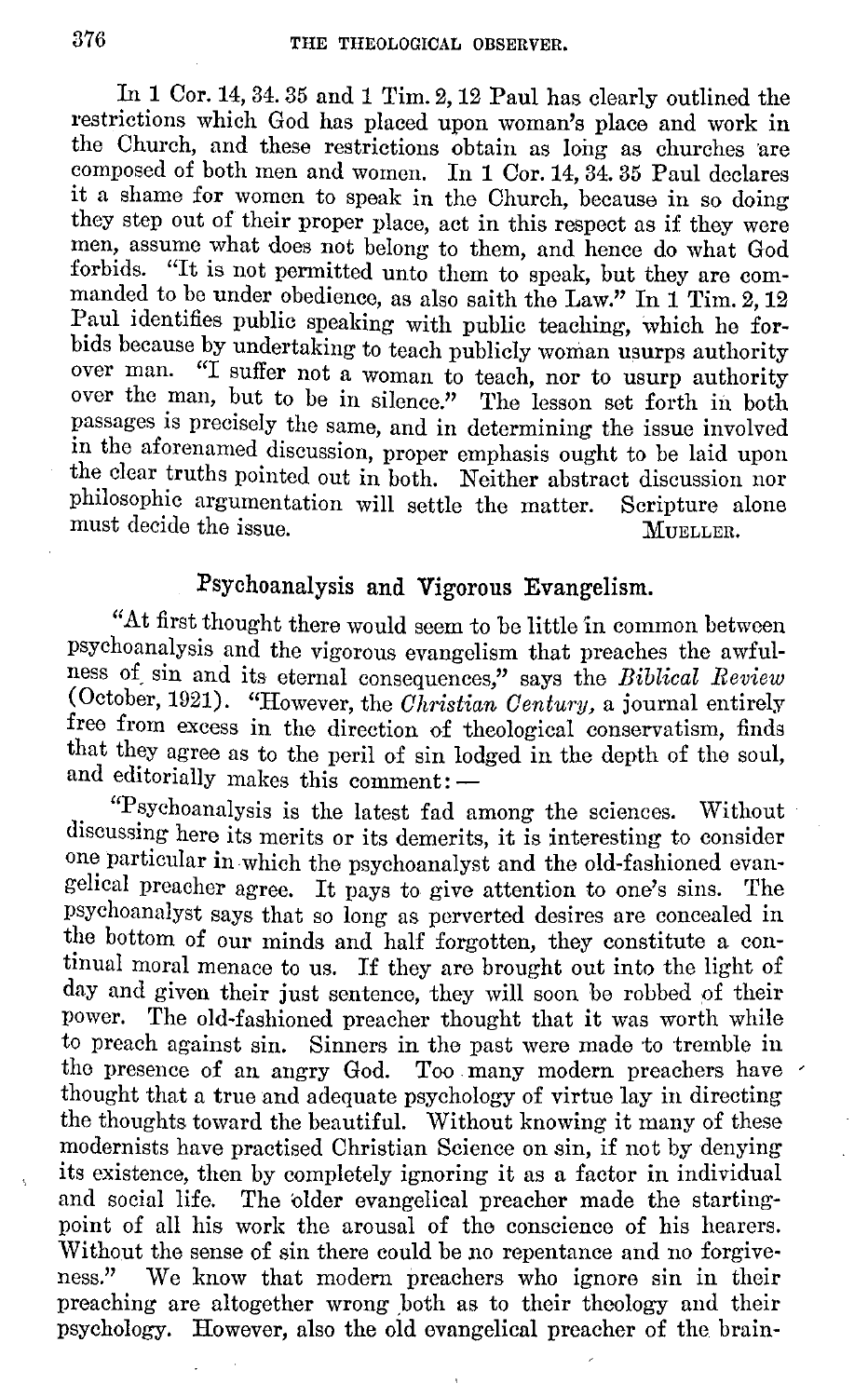In 1 Cor. 14, 34. 35 and 1 Tim. 2, 12 Paul has clearly outlined the restrictions which God has placed upon woman's place and work in the Church, and these restrictions obtain as long as churches are composed of both men and women. In 1 Cor. 14, 34. 35 Paul declares it a shame for women to speak in the Church, because in so doing they step out of their proper place, act in this respect as if they were men, assume what does not belong to them, and hence do what God forbids. "It is not permitted unto them to speak, but they are commanded to be under obedience, as also saith the Law." In 1 Tim. 2, 12 Paul identifies public speaking with public teaching, which he forbids because by undertaking to teach publicly woman usurps authority over man. "I suffer not a woman to teach, nor to usurp authority over the man, but to be in silence." The lesson set forth in both passages is precisely the same, and in determining the issue involved in the aforenamed discussion, proper emphasis ought to be laid upon the clear truths pointed out in both. Neither abstract discussion nor philosophic argumentation will settle the matter. Scripture alone must decide the issue.

MUELLER.

## Psychoanalysis and Vigorous Evangelism.

"At first thought there would seem to be little in common between psychoanalysis and the vigorous evangelism that preaches the awfulness of sin and its eternal consequences," says the *Biblical Review* (October, 1921). "However, the *Christian Century*, a journal entirely free from excess in the direction of theological conservatism, finds that they agree as to the peril of sin lodged in the depth of the soul, and editorially makes this comment: —

"Psychoanalysis is the latest fad among the sciences. Without discussing here its merits or its demerits, it is interesting to consider one particular in which the psychoanalyst and the old-fashioned evangelical preacher agree. It pays to give attention to one's sins. The psychoanalyst says that so long as perverted desires are concealed in the bottom of our minds and half forgotten, they constitute a continual moral menace to us. If they are brought out into the light of day and given their just sentence, they will soon be robbed of their power. The old-fashioned preacher thought that it was worth while to preach against sin. Sinners in the past were made to tremble in the presence of an angry God. Too many modern preachers have thought that a true and adequate psychology of virtue lay in directing the thoughts toward the beautiful. Without knowing it many of these modernists have practised Christian Science on sin, if not by denying its existence, then by completely ignoring it as a factor in individual and social life. The older evangelical preacher made the starting-point of all his work the arousal of the conscience of his hearers. Without the sense of sin there could be no repentance and no forgiveness." We know that modern preachers who ignore sin in their preaching are altogether wrong both as to their theology and their psychology. However, also the old evangelical preacher of the brain-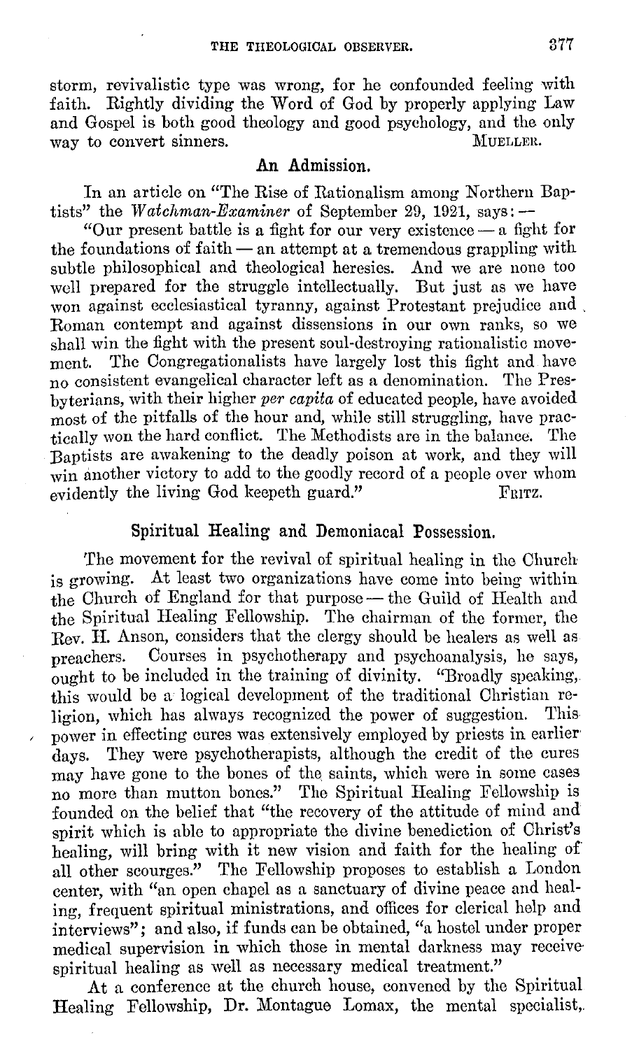storm, revivalistic type was wrong, for he confounded feeling with faith. Rightly dividing the Word of God by properly applying Law and Gospel is both good theology and good psychology, and the only way to convert sinners. MUELLER.

## An Admission.

In an article on "The Rise of Rationalism among Northern Baptists" the *Watchman-Examiner* of September 29, 1921, says: —

"Our present battle is a fight for our very existence — a fight for the foundations of faith — an attempt at a tremendous grappling with subtle philosophical and theological heresies. And we are none too well prepared for the struggle intellectually. But just as we have won against ecclesiastical tyranny, against Protestant prejudice and Roman contempt and against dissensions in our own ranks, so we shall win the fight with the present soul-destroying rationalistic movement. The Congregationalists have largely lost this fight and have no consistent evangelical character left as a denomination. The Presbyterians, with their higher *per capita* of educated people, have avoided most of the pitfalls of the hour and, while still struggling, have practically won the hard conflict. The Methodists are in the balance. The Baptists are awakening to the deadly poison at work, and they will win another victory to add to the goodly record of a people over whom evidently the living God keepeth guard." FRITZ.

## Spiritual Healing and Demoniacal Possession.

The movement for the revival of spiritual healing in the Church is growing. At least two organizations have come into being within the Church of England for that purpose — the Guild of Health and the Spiritual Healing Fellowship. The chairman of the former, the Rev. H. Anson, considers that the clergy should be healers as well as preachers. Courses in psychotherapy and psychoanalysis, he says, ought to be included in the training of divinity. "Broadly speaking, this would be a logical development of the traditional Christian religion, which has always recognized the power of suggestion. This power in effecting cures was extensively employed by priests in earlier days. They were psychotherapists, although the credit of the cures may have gone to the bones of the saints, which were in some cases no more than mutton bones." The Spiritual Healing Fellowship is founded on the belief that "the recovery of the attitude of mind and spirit which is able to appropriate the divine benediction of Christ's healing, will bring with it new vision and faith for the healing of all other scourges." The Fellowship proposes to establish a London center, with "an open chapel as a sanctuary of divine peace and healing, frequent spiritual ministrations, and offices for clerical help and interviews"; and also, if funds can be obtained, "a hostel under proper medical supervision in which those in mental darkness may receive spiritual healing as well as necessary medical treatment."

At a conference at the church house, convened by the Spiritual Healing Fellowship, Dr. Montague Lomax, the mental specialist,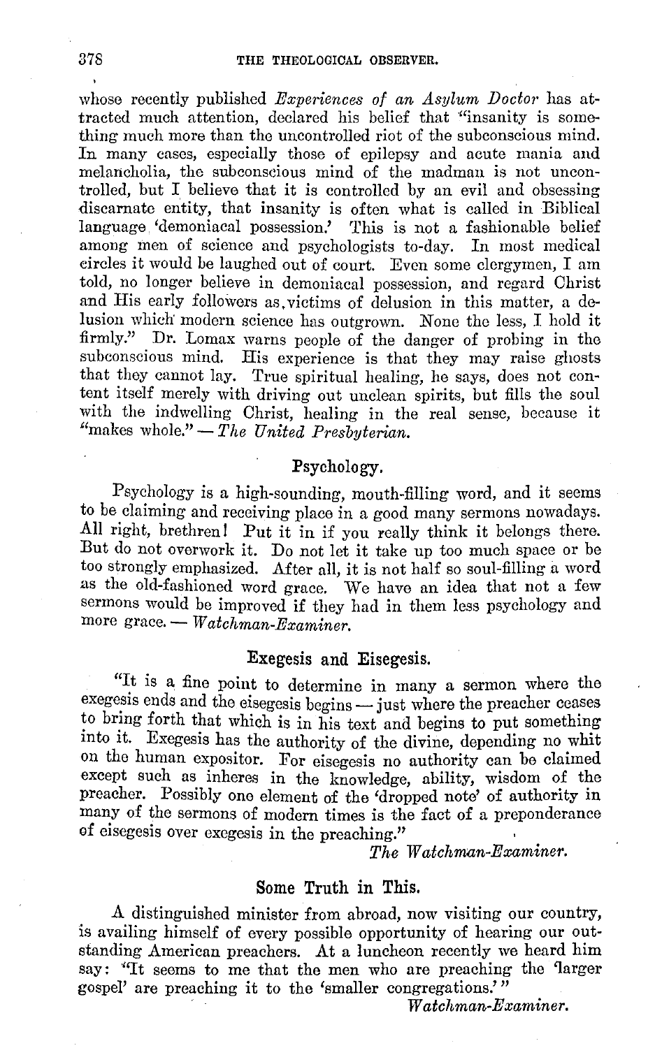whose recently published *Experiences of an Asylum Doctor* has attracted much attention, declared his belief that "insanity is something much more than the uncontrolled riot of the subconscious mind. In many cases, especially those of epilepsy and acute mania and melancholia, the subconscious mind of the madman is not uncontrolled, but I believe that it is controlled by an evil and obsessing discarnate entity, that insanity is often what is called in Biblical language 'demoniacal possession.' This is not a fashionable belief among men of science and psychologists to-day. In most medical circles it would be laughed out of court. Even some clergymen, I am told, no longer believe in demoniacal possession, and regard Christ and His early followers as victims of delusion in this matter, a delusion which modern science has outgrown. None the less, I hold it firmly." Dr. Lomax warns people of the danger of probing in the subconscious mind. His experience is that they may raise ghosts that they cannot lay. True spiritual healing, he says, does not content itself merely with driving out unclean spirits, but fills the soul with the indwelling Christ, healing in the real sense, because it "makes whole." — *The United Presbyterian.*

## Psychology.

Psychology is a high-sounding, mouth-filling word, and it seems to be claiming and receiving place in a good many sermons nowadays. All right, brethren! Put it in if you really think it belongs there. But do not overwork it. Do not let it take up too much space or be too strongly emphasized. After all, it is not half so soul-filling a word as the old-fashioned word grace. We have an idea that not a few sermons would be improved if they had in them less psychology and more grace. — *Watchman-Examiner.*

## Exegesis and Eisegesis.

"It is a fine point to determine in many a sermon where the exegesis ends and the eisegesis begins — just where the preacher ceases to bring forth that which is in his text and begins to put something into it. Exegesis has the authority of the divine, depending no whit on the human expositor. For eisegesis no authority can be claimed except such as inheres in the knowledge, ability, wisdom of the preacher. Possibly one element of the 'dropped note' of authority in many of the sermons of modern times is the fact of a preponderance of eisegesis over exegesis in the preaching."

*The Watchman-Examiner.*

## Some Truth in This.

A distinguished minister from abroad, now visiting our country, is availing himself of every possible opportunity of hearing our outstanding American preachers. At a luncheon recently we heard him say: "It seems to me that the men who are preaching the 'larger gospel' are preaching it to the 'smaller congregations.'"

*Watchman-Examiner.*